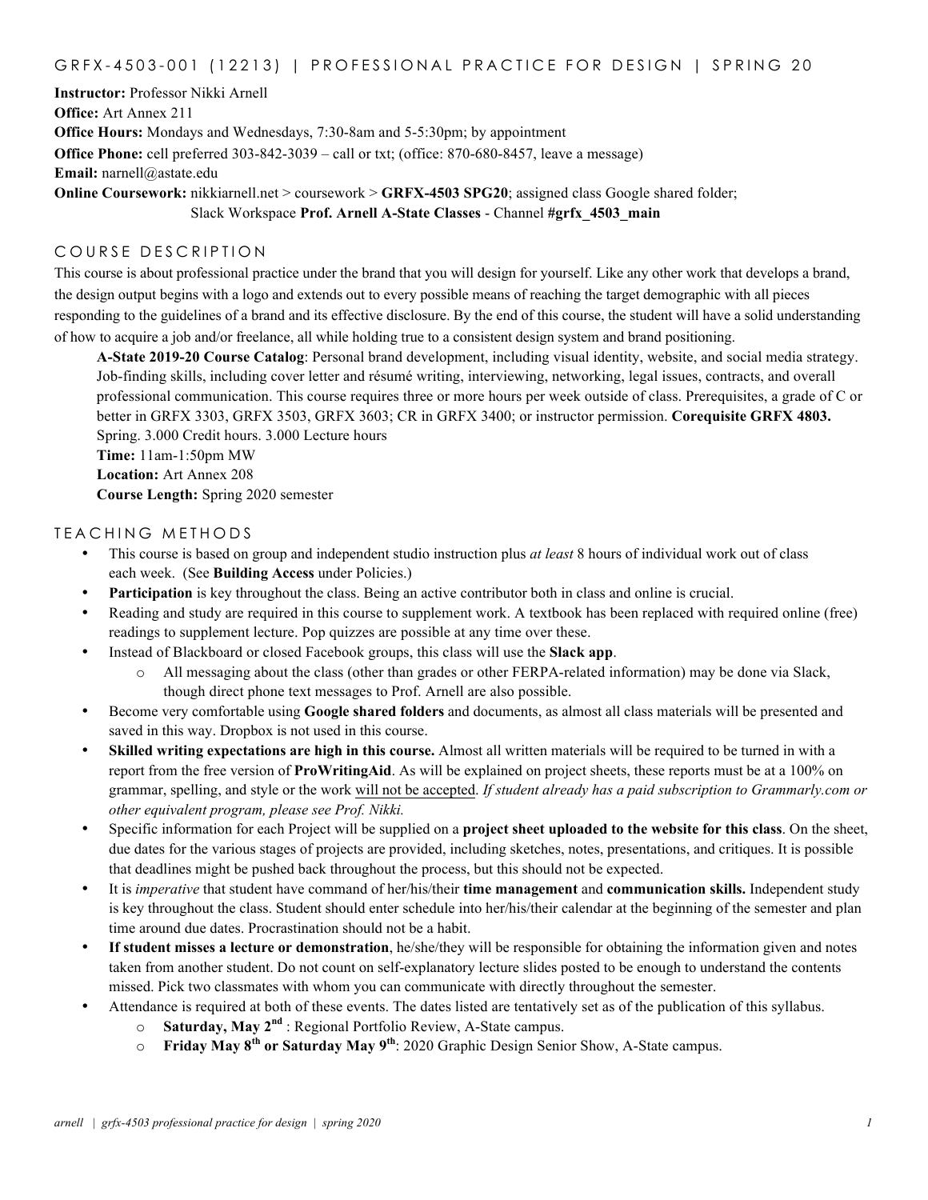# GRFX-4503-001 (12213) | PROFESSIONAL PRACTICE FOR DESIGN | SPRING 20

**Instructor:** Professor Nikki Arnell
**Office:** Art Annex 211
**Office Hours:** Mondays and Wednesdays, 7:30-8am and 5-5:30pm; by appointment
**Office Phone:** cell preferred 303-842-3039 – call or txt; (office: 870-680-8457, leave a message)
**Email:** narnell@astate.edu
**Online Coursework:** nikkiarnell.net > coursework > **GRFX-4503 SPG20**; assigned class Google shared folder; Slack Workspace **Prof. Arnell A-State Classes** - Channel **#grfx_4503_main**

## COURSE DESCRIPTION

This course is about professional practice under the brand that you will design for yourself. Like any other work that develops a brand, the design output begins with a logo and extends out to every possible means of reaching the target demographic with all pieces responding to the guidelines of a brand and its effective disclosure. By the end of this course, the student will have a solid understanding of how to acquire a job and/or freelance, all while holding true to a consistent design system and brand positioning.

> **A-State 2019-20 Course Catalog**: Personal brand development, including visual identity, website, and social media strategy. Job-finding skills, including cover letter and résumé writing, interviewing, networking, legal issues, contracts, and overall professional communication. This course requires three or more hours per week outside of class. Prerequisites, a grade of C or better in GRFX 3303, GRFX 3503, GRFX 3603; CR in GRFX 3400; or instructor permission. **Corequisite GRFX 4803.** Spring. 3.000 Credit hours. 3.000 Lecture hours
> **Time:** 11am-1:50pm MW
> **Location:** Art Annex 208
> **Course Length:** Spring 2020 semester

## TEACHING METHODS

- This course is based on group and independent studio instruction plus *at least* 8 hours of individual work out of class each week. (See **Building Access** under Policies.)
- **Participation** is key throughout the class. Being an active contributor both in class and online is crucial.
- Reading and study are required in this course to supplement work. A textbook has been replaced with required online (free) readings to supplement lecture. Pop quizzes are possible at any time over these.
- Instead of Blackboard or closed Facebook groups, this class will use the **Slack app**.
  - All messaging about the class (other than grades or other FERPA-related information) may be done via Slack, though direct phone text messages to Prof. Arnell are also possible.
- Become very comfortable using **Google shared folders** and documents, as almost all class materials will be presented and saved in this way. Dropbox is not used in this course.
- **Skilled writing expectations are high in this course.** Almost all written materials will be required to be turned in with a report from the free version of **ProWritingAid**. As will be explained on project sheets, these reports must be at a 100% on grammar, spelling, and style or the work will not be accepted. *If student already has a paid subscription to Grammarly.com or other equivalent program, please see Prof. Nikki.*
- Specific information for each Project will be supplied on a **project sheet uploaded to the website for this class**. On the sheet, due dates for the various stages of projects are provided, including sketches, notes, presentations, and critiques. It is possible that deadlines might be pushed back throughout the process, but this should not be expected.
- It is *imperative* that student have command of her/his/their **time management** and **communication skills.** Independent study is key throughout the class. Student should enter schedule into her/his/their calendar at the beginning of the semester and plan time around due dates. Procrastination should not be a habit.
- **If student misses a lecture or demonstration**, he/she/they will be responsible for obtaining the information given and notes taken from another student. Do not count on self-explanatory lecture slides posted to be enough to understand the contents missed. Pick two classmates with whom you can communicate with directly throughout the semester.
- Attendance is required at both of these events. The dates listed are tentatively set as of the publication of this syllabus.
  - **Saturday, May 2nd** : Regional Portfolio Review, A-State campus.
  - **Friday May 8th or Saturday May 9th**: 2020 Graphic Design Senior Show, A-State campus.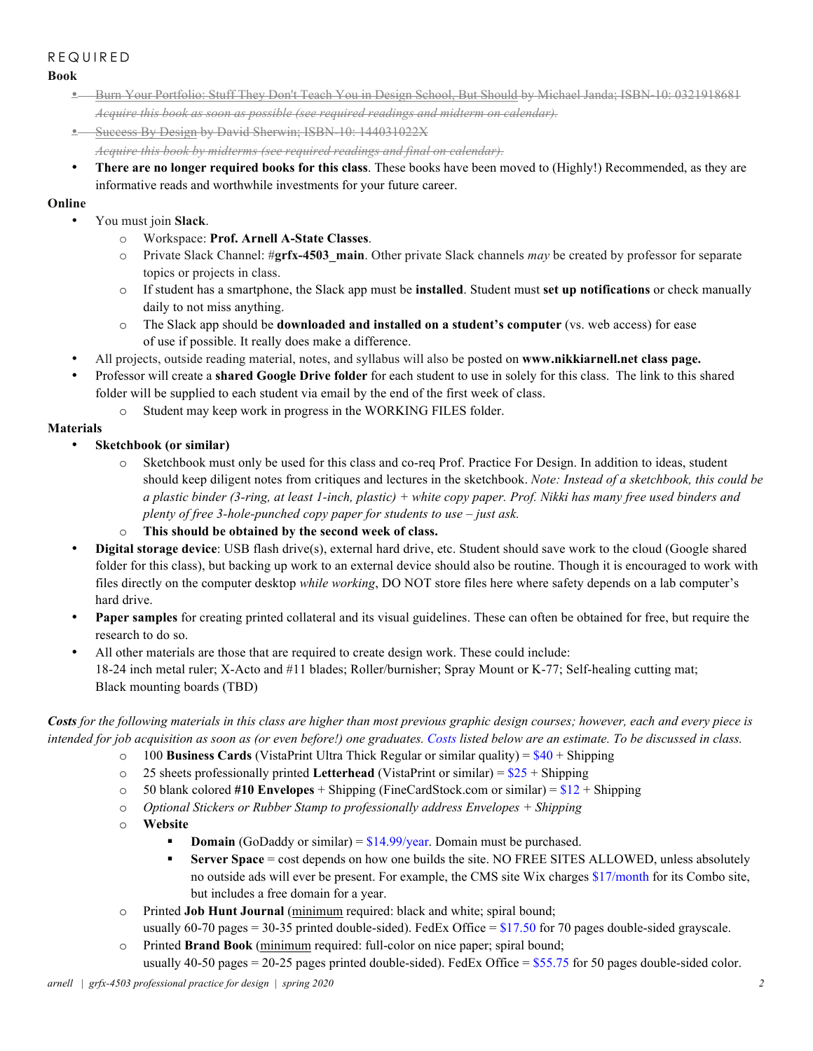## REQUIRED

### Book

- ~~Burn Your Portfolio: Stuff They Don't Teach You in Design School, But Should by Michael Janda; ISBN-10: 0321918681~~
  ~~*Acquire this book as soon as possible (see required readings and midterm on calendar).*~~
- ~~Success By Design by David Sherwin; ISBN-10: 144031022X~~
  ~~*Acquire this book by midterms (see required readings and final on calendar).*~~
- **There are no longer required books for this class**. These books have been moved to (Highly!) Recommended, as they are informative reads and worthwhile investments for your future career.

### Online

- You must join **Slack**.
  - Workspace: **Prof. Arnell A-State Classes**.
  - Private Slack Channel: #**grfx-4503_main**. Other private Slack channels *may* be created by professor for separate topics or projects in class.
  - If student has a smartphone, the Slack app must be **installed**. Student must **set up notifications** or check manually daily to not miss anything.
  - The Slack app should be **downloaded and installed on a student's computer** (vs. web access) for ease of use if possible. It really does make a difference.
- All projects, outside reading material, notes, and syllabus will also be posted on **www.nikkiarnell.net class page.**
- Professor will create a **shared Google Drive folder** for each student to use in solely for this class. The link to this shared folder will be supplied to each student via email by the end of the first week of class.
  - Student may keep work in progress in the WORKING FILES folder.

### Materials

- **Sketchbook (or similar)**
  - Sketchbook must only be used for this class and co-req Prof. Practice For Design. In addition to ideas, student should keep diligent notes from critiques and lectures in the sketchbook. *Note: Instead of a sketchbook, this could be a plastic binder (3-ring, at least 1-inch, plastic) + white copy paper. Prof. Nikki has many free used binders and plenty of free 3-hole-punched copy paper for students to use – just ask.*
  - **This should be obtained by the second week of class.**
- **Digital storage device**: USB flash drive(s), external hard drive, etc. Student should save work to the cloud (Google shared folder for this class), but backing up work to an external device should also be routine. Though it is encouraged to work with files directly on the computer desktop *while working*, DO NOT store files here where safety depends on a lab computer's hard drive.
- **Paper samples** for creating printed collateral and its visual guidelines. These can often be obtained for free, but require the research to do so.
- All other materials are those that are required to create design work. These could include:
  18-24 inch metal ruler; X-Acto and #11 blades; Roller/burnisher; Spray Mount or K-77; Self-healing cutting mat; Black mounting boards (TBD)

***Costs** for the following materials in this class are higher than most previous graphic design courses; however, each and every piece is intended for job acquisition as soon as (or even before!) one graduates. Costs listed below are an estimate. To be discussed in class.*

- 100 **Business Cards** (VistaPrint Ultra Thick Regular or similar quality) = $40 + Shipping
- 25 sheets professionally printed **Letterhead** (VistaPrint or similar) = $25 + Shipping
- 50 blank colored **#10 Envelopes** + Shipping (FineCardStock.com or similar) = $12 + Shipping
- *Optional Stickers or Rubber Stamp to professionally address Envelopes + Shipping*
- **Website**
  - **Domain** (GoDaddy or similar) = $14.99/year. Domain must be purchased.
  - **Server Space** = cost depends on how one builds the site. NO FREE SITES ALLOWED, unless absolutely no outside ads will ever be present. For example, the CMS site Wix charges $17/month for its Combo site, but includes a free domain for a year.
- Printed **Job Hunt Journal** (<u>minimum</u> required: black and white; spiral bound; usually 60-70 pages = 30-35 printed double-sided). FedEx Office = $17.50 for 70 pages double-sided grayscale.
- Printed **Brand Book** (<u>minimum</u> required: full-color on nice paper; spiral bound; usually 40-50 pages = 20-25 pages printed double-sided). FedEx Office = $55.75 for 50 pages double-sided color.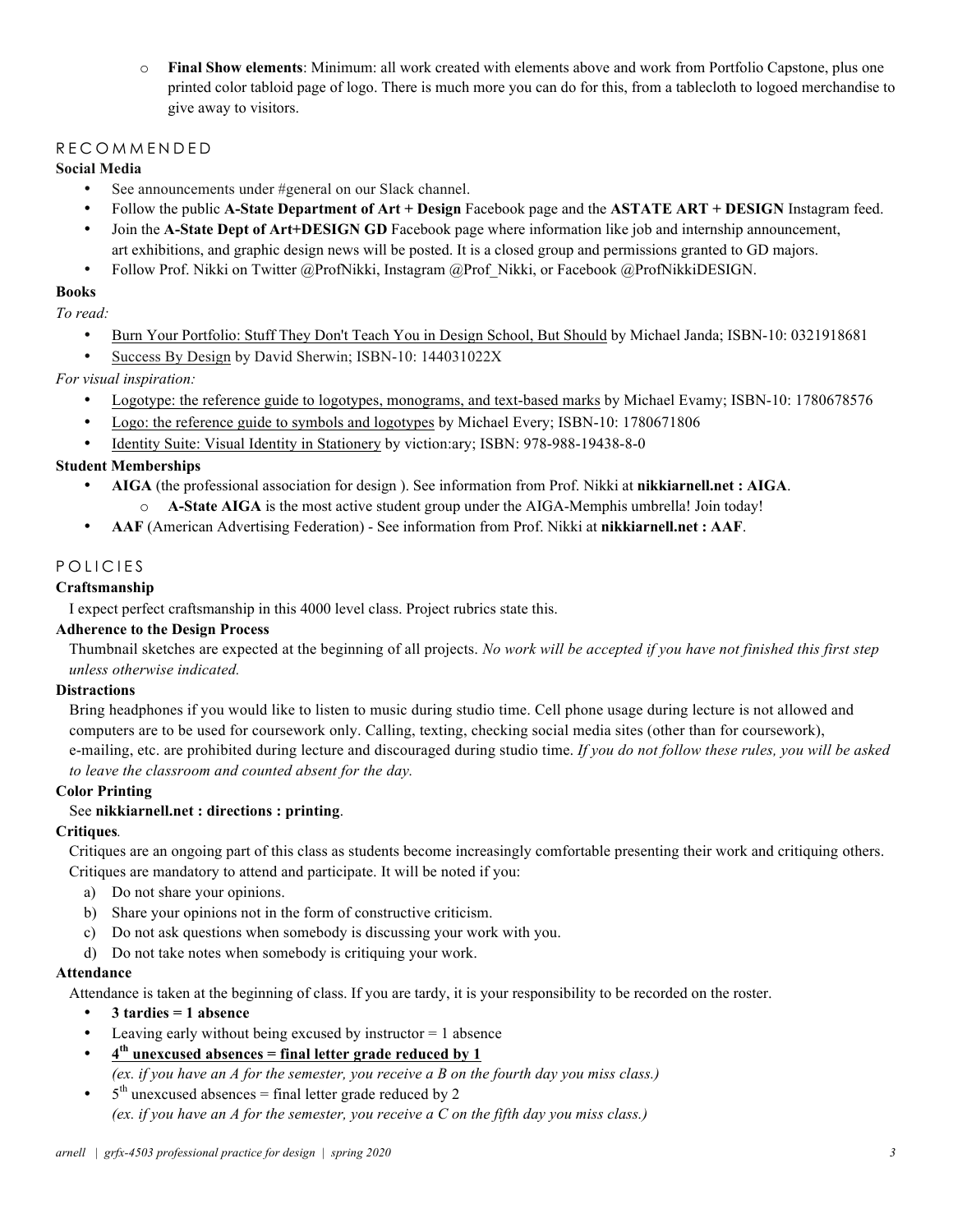- **Final Show elements**: Minimum: all work created with elements above and work from Portfolio Capstone, plus one printed color tabloid page of logo. There is much more you can do for this, from a tablecloth to logoed merchandise to give away to visitors.

## RECOMMENDED

### Social Media

- See announcements under #general on our Slack channel.
- Follow the public **A-State Department of Art + Design** Facebook page and the **ASTATE ART + DESIGN** Instagram feed.
- Join the **A-State Dept of Art+DESIGN GD** Facebook page where information like job and internship announcement, art exhibitions, and graphic design news will be posted. It is a closed group and permissions granted to GD majors.
- Follow Prof. Nikki on Twitter @ProfNikki, Instagram @Prof_Nikki, or Facebook @ProfNikkiDESIGN.

### Books

*To read:*

- Burn Your Portfolio: Stuff They Don't Teach You in Design School, But Should by Michael Janda; ISBN-10: 0321918681
- Success By Design by David Sherwin; ISBN-10: 144031022X

*For visual inspiration:*

- Logotype: the reference guide to logotypes, monograms, and text-based marks by Michael Evamy; ISBN-10: 1780678576
- Logo: the reference guide to symbols and logotypes by Michael Every; ISBN-10: 1780671806
- Identity Suite: Visual Identity in Stationery by viction:ary; ISBN: 978-988-19438-8-0

### Student Memberships

- **AIGA** (the professional association for design ). See information from Prof. Nikki at **nikkiarnell.net : AIGA**.
  - **A-State AIGA** is the most active student group under the AIGA-Memphis umbrella! Join today!
- **AAF** (American Advertising Federation) - See information from Prof. Nikki at **nikkiarnell.net : AAF**.

## POLICIES

### Craftsmanship

I expect perfect craftsmanship in this 4000 level class. Project rubrics state this.

### Adherence to the Design Process

Thumbnail sketches are expected at the beginning of all projects. *No work will be accepted if you have not finished this first step unless otherwise indicated.*

### Distractions

Bring headphones if you would like to listen to music during studio time. Cell phone usage during lecture is not allowed and computers are to be used for coursework only. Calling, texting, checking social media sites (other than for coursework), e-mailing, etc. are prohibited during lecture and discouraged during studio time. *If you do not follow these rules, you will be asked to leave the classroom and counted absent for the day.*

### Color Printing

See **nikkiarnell.net : directions : printing**.

### Critiques.

Critiques are an ongoing part of this class as students become increasingly comfortable presenting their work and critiquing others. Critiques are mandatory to attend and participate. It will be noted if you:

a) Do not share your opinions.
b) Share your opinions not in the form of constructive criticism.
c) Do not ask questions when somebody is discussing your work with you.
d) Do not take notes when somebody is critiquing your work.

### Attendance

Attendance is taken at the beginning of class. If you are tardy, it is your responsibility to be recorded on the roster.

- **3 tardies = 1 absence**
- Leaving early without being excused by instructor = 1 absence
- **4th unexcused absences = final letter grade reduced by 1**
  *(ex. if you have an A for the semester, you receive a B on the fourth day you miss class.)*
- 5th unexcused absences = final letter grade reduced by 2
  *(ex. if you have an A for the semester, you receive a C on the fifth day you miss class.)*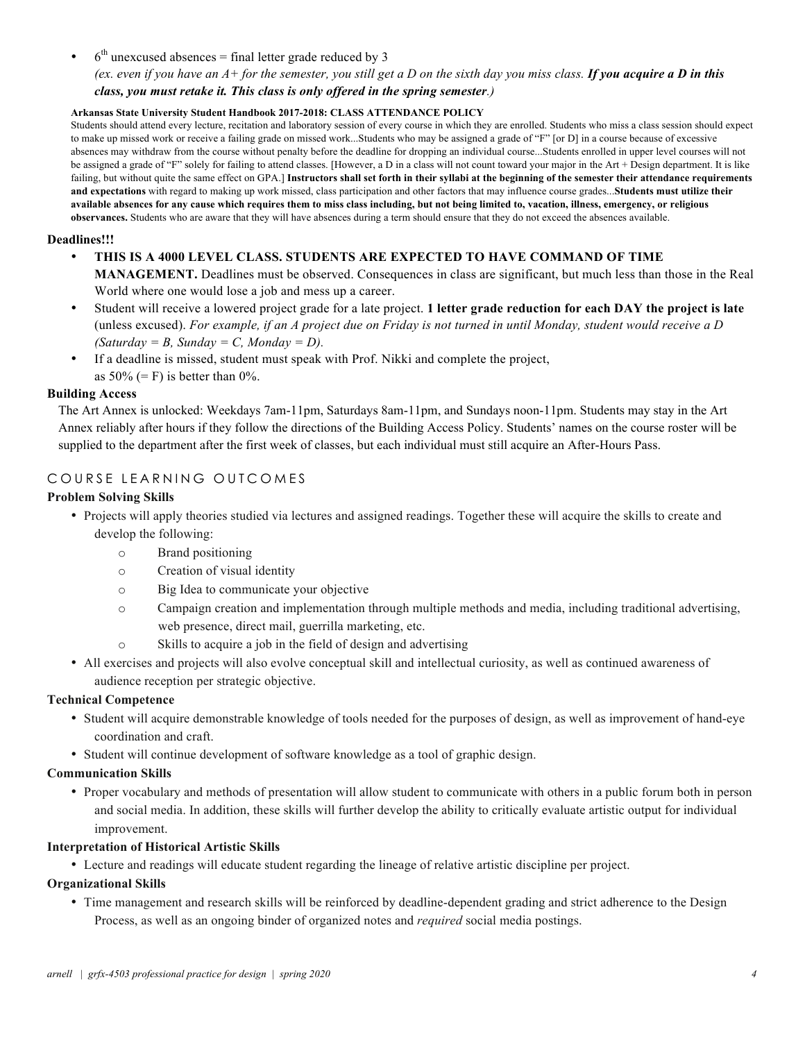- 6th unexcused absences = final letter grade reduced by 3
  *(ex. even if you have an A+ for the semester, you still get a D on the sixth day you miss class.* ***If you acquire a D in this class, you must retake it. This class is only offered in the spring semester****.)*

**Arkansas State University Student Handbook 2017-2018: CLASS ATTENDANCE POLICY**

Students should attend every lecture, recitation and laboratory session of every course in which they are enrolled. Students who miss a class session should expect to make up missed work or receive a failing grade on missed work...Students who may be assigned a grade of "F" [or D] in a course because of excessive absences may withdraw from the course without penalty before the deadline for dropping an individual course...Students enrolled in upper level courses will not be assigned a grade of "F" solely for failing to attend classes. [However, a D in a class will not count toward your major in the Art + Design department. It is like failing, but without quite the same effect on GPA.] **Instructors shall set forth in their syllabi at the beginning of the semester their attendance requirements and expectations** with regard to making up work missed, class participation and other factors that may influence course grades...**Students must utilize their available absences for any cause which requires them to miss class including, but not being limited to, vacation, illness, emergency, or religious observances.** Students who are aware that they will have absences during a term should ensure that they do not exceed the absences available.

**Deadlines!!!**

- **THIS IS A 4000 LEVEL CLASS. STUDENTS ARE EXPECTED TO HAVE COMMAND OF TIME MANAGEMENT.** Deadlines must be observed. Consequences in class are significant, but much less than those in the Real World where one would lose a job and mess up a career.
- Student will receive a lowered project grade for a late project. **1 letter grade reduction for each DAY the project is late** (unless excused). *For example, if an A project due on Friday is not turned in until Monday, student would receive a D (Saturday = B, Sunday = C, Monday = D).*
- If a deadline is missed, student must speak with Prof. Nikki and complete the project, as 50% (= F) is better than 0%.

**Building Access**

The Art Annex is unlocked: Weekdays 7am-11pm, Saturdays 8am-11pm, and Sundays noon-11pm. Students may stay in the Art Annex reliably after hours if they follow the directions of the Building Access Policy. Students' names on the course roster will be supplied to the department after the first week of classes, but each individual must still acquire an After-Hours Pass.

## COURSE LEARNING OUTCOMES

**Problem Solving Skills**

- Projects will apply theories studied via lectures and assigned readings. Together these will acquire the skills to create and develop the following:
  - Brand positioning
  - Creation of visual identity
  - Big Idea to communicate your objective
  - Campaign creation and implementation through multiple methods and media, including traditional advertising, web presence, direct mail, guerrilla marketing, etc.
  - Skills to acquire a job in the field of design and advertising
- All exercises and projects will also evolve conceptual skill and intellectual curiosity, as well as continued awareness of audience reception per strategic objective.

**Technical Competence**

- Student will acquire demonstrable knowledge of tools needed for the purposes of design, as well as improvement of hand-eye coordination and craft.
- Student will continue development of software knowledge as a tool of graphic design.

**Communication Skills**

- Proper vocabulary and methods of presentation will allow student to communicate with others in a public forum both in person and social media. In addition, these skills will further develop the ability to critically evaluate artistic output for individual improvement.

**Interpretation of Historical Artistic Skills**

- Lecture and readings will educate student regarding the lineage of relative artistic discipline per project.

**Organizational Skills**

- Time management and research skills will be reinforced by deadline-dependent grading and strict adherence to the Design Process, as well as an ongoing binder of organized notes and *required* social media postings.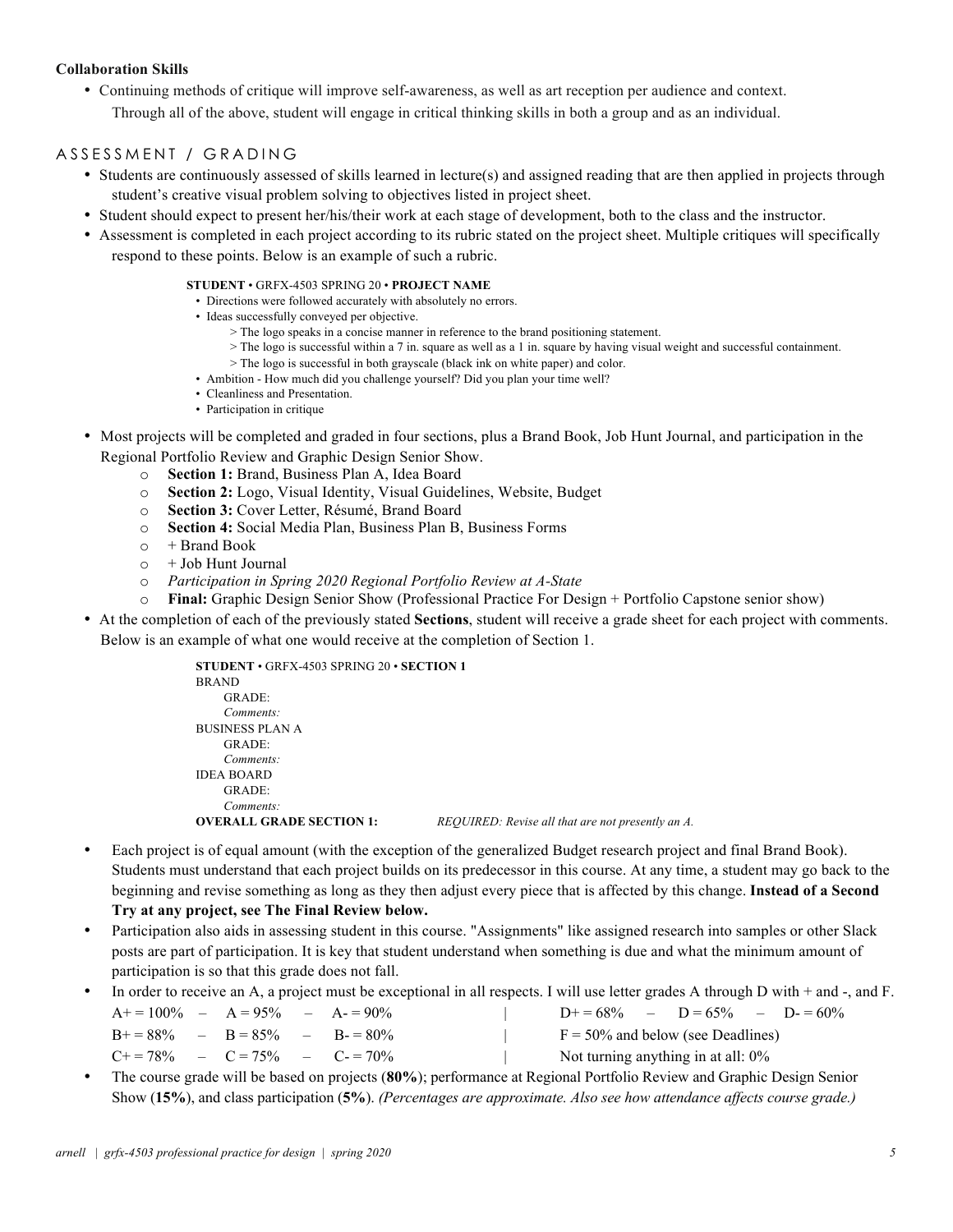**Collaboration Skills**

- Continuing methods of critique will improve self-awareness, as well as art reception per audience and context. Through all of the above, student will engage in critical thinking skills in both a group and as an individual.

## ASSESSMENT / GRADING

- Students are continuously assessed of skills learned in lecture(s) and assigned reading that are then applied in projects through student's creative visual problem solving to objectives listed in project sheet.
- Student should expect to present her/his/their work at each stage of development, both to the class and the instructor.
- Assessment is completed in each project according to its rubric stated on the project sheet. Multiple critiques will specifically respond to these points. Below is an example of such a rubric.

> **STUDENT** • GRFX-4503 SPRING 20 • **PROJECT NAME**
> - Directions were followed accurately with absolutely no errors.
> - Ideas successfully conveyed per objective.
>   - > The logo speaks in a concise manner in reference to the brand positioning statement.
>   - > The logo is successful within a 7 in. square as well as a 1 in. square by having visual weight and successful containment.
>   - > The logo is successful in both grayscale (black ink on white paper) and color.
> - Ambition - How much did you challenge yourself? Did you plan your time well?
> - Cleanliness and Presentation.
> - Participation in critique

- Most projects will be completed and graded in four sections, plus a Brand Book, Job Hunt Journal, and participation in the Regional Portfolio Review and Graphic Design Senior Show.
  - **Section 1:** Brand, Business Plan A, Idea Board
  - **Section 2:** Logo, Visual Identity, Visual Guidelines, Website, Budget
  - **Section 3:** Cover Letter, Résumé, Brand Board
  - **Section 4:** Social Media Plan, Business Plan B, Business Forms
  - + Brand Book
  - + Job Hunt Journal
  - *Participation in Spring 2020 Regional Portfolio Review at A-State*
  - **Final:** Graphic Design Senior Show (Professional Practice For Design + Portfolio Capstone senior show)
- At the completion of each of the previously stated **Sections**, student will receive a grade sheet for each project with comments. Below is an example of what one would receive at the completion of Section 1.

> **STUDENT** • GRFX-4503 SPRING 20 • **SECTION 1**
> BRAND
> GRADE:
> *Comments:*
> BUSINESS PLAN A
> GRADE:
> *Comments:*
> IDEA BOARD
> GRADE:
> *Comments:*
> **OVERALL GRADE SECTION 1:** *REQUIRED: Revise all that are not presently an A.*

- Each project is of equal amount (with the exception of the generalized Budget research project and final Brand Book). Students must understand that each project builds on its predecessor in this course. At any time, a student may go back to the beginning and revise something as long as they then adjust every piece that is affected by this change. **Instead of a Second Try at any project, see The Final Review below.**
- Participation also aids in assessing student in this course. "Assignments" like assigned research into samples or other Slack posts are part of participation. It is key that student understand when something is due and what the minimum amount of participation is so that this grade does not fall.
- In order to receive an A, a project must be exceptional in all respects. I will use letter grades A through D with + and -, and F.

| | |
|---|---|
| A+ = 100% – A = 95% – A- = 90% | D+ = 68% – D = 65% – D- = 60% |
| B+ = 88% – B = 85% – B- = 80% | F = 50% and below (see Deadlines) |
| C+ = 78% – C = 75% – C- = 70% | Not turning anything in at all: 0% |

- The course grade will be based on projects (**80%**); performance at Regional Portfolio Review and Graphic Design Senior Show (**15%**), and class participation (**5%**). *(Percentages are approximate. Also see how attendance affects course grade.)*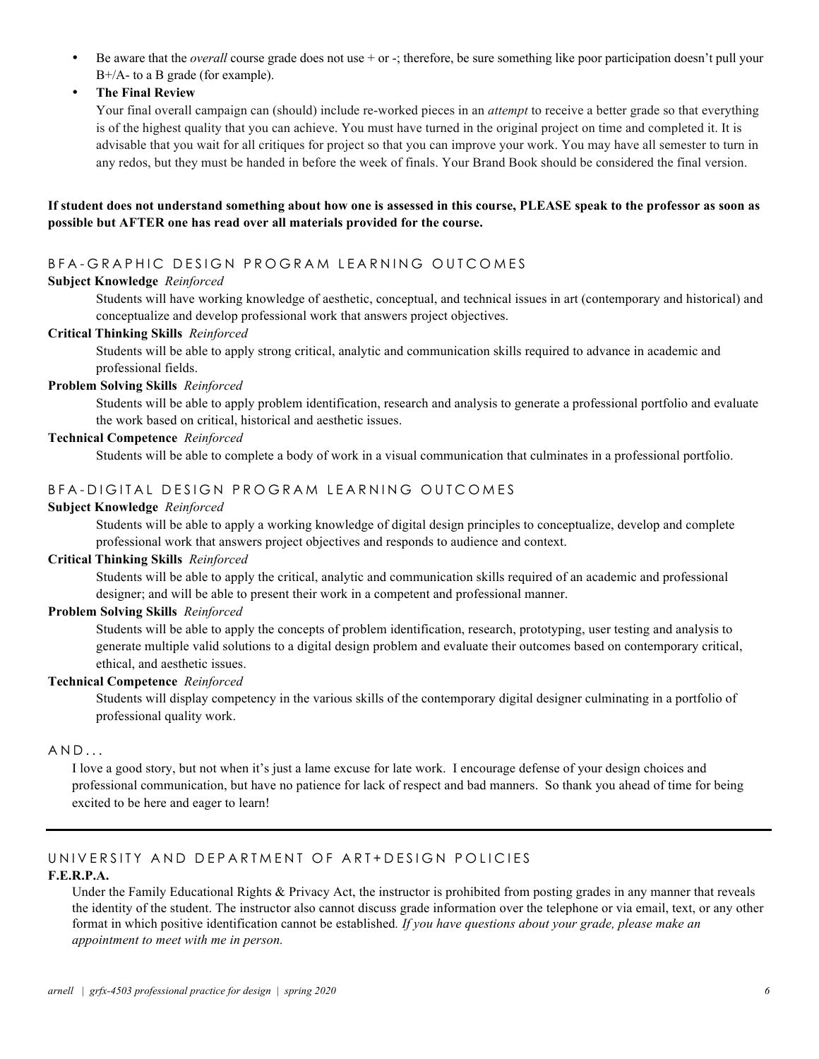- Be aware that the *overall* course grade does not use + or -; therefore, be sure something like poor participation doesn't pull your B+/A- to a B grade (for example).
- **The Final Review**

  Your final overall campaign can (should) include re-worked pieces in an *attempt* to receive a better grade so that everything is of the highest quality that you can achieve. You must have turned in the original project on time and completed it. It is advisable that you wait for all critiques for project so that you can improve your work. You may have all semester to turn in any redos, but they must be handed in before the week of finals. Your Brand Book should be considered the final version.

**If student does not understand something about how one is assessed in this course, PLEASE speak to the professor as soon as possible but AFTER one has read over all materials provided for the course.**

## BFA-GRAPHIC DESIGN PROGRAM LEARNING OUTCOMES

**Subject Knowledge** *Reinforced*

Students will have working knowledge of aesthetic, conceptual, and technical issues in art (contemporary and historical) and conceptualize and develop professional work that answers project objectives.

**Critical Thinking Skills** *Reinforced*

Students will be able to apply strong critical, analytic and communication skills required to advance in academic and professional fields.

**Problem Solving Skills** *Reinforced*

Students will be able to apply problem identification, research and analysis to generate a professional portfolio and evaluate the work based on critical, historical and aesthetic issues.

**Technical Competence** *Reinforced*

Students will be able to complete a body of work in a visual communication that culminates in a professional portfolio.

## BFA-DIGITAL DESIGN PROGRAM LEARNING OUTCOMES

**Subject Knowledge** *Reinforced*

Students will be able to apply a working knowledge of digital design principles to conceptualize, develop and complete professional work that answers project objectives and responds to audience and context.

**Critical Thinking Skills** *Reinforced*

Students will be able to apply the critical, analytic and communication skills required of an academic and professional designer; and will be able to present their work in a competent and professional manner.

**Problem Solving Skills** *Reinforced*

Students will be able to apply the concepts of problem identification, research, prototyping, user testing and analysis to generate multiple valid solutions to a digital design problem and evaluate their outcomes based on contemporary critical, ethical, and aesthetic issues.

**Technical Competence** *Reinforced*

Students will display competency in the various skills of the contemporary digital designer culminating in a portfolio of professional quality work.

## AND...

I love a good story, but not when it's just a lame excuse for late work. I encourage defense of your design choices and professional communication, but have no patience for lack of respect and bad manners. So thank you ahead of time for being excited to be here and eager to learn!

---

## UNIVERSITY AND DEPARTMENT OF ART+DESIGN POLICIES

**F.E.R.P.A.**

Under the Family Educational Rights & Privacy Act, the instructor is prohibited from posting grades in any manner that reveals the identity of the student. The instructor also cannot discuss grade information over the telephone or via email, text, or any other format in which positive identification cannot be established. *If you have questions about your grade, please make an appointment to meet with me in person.*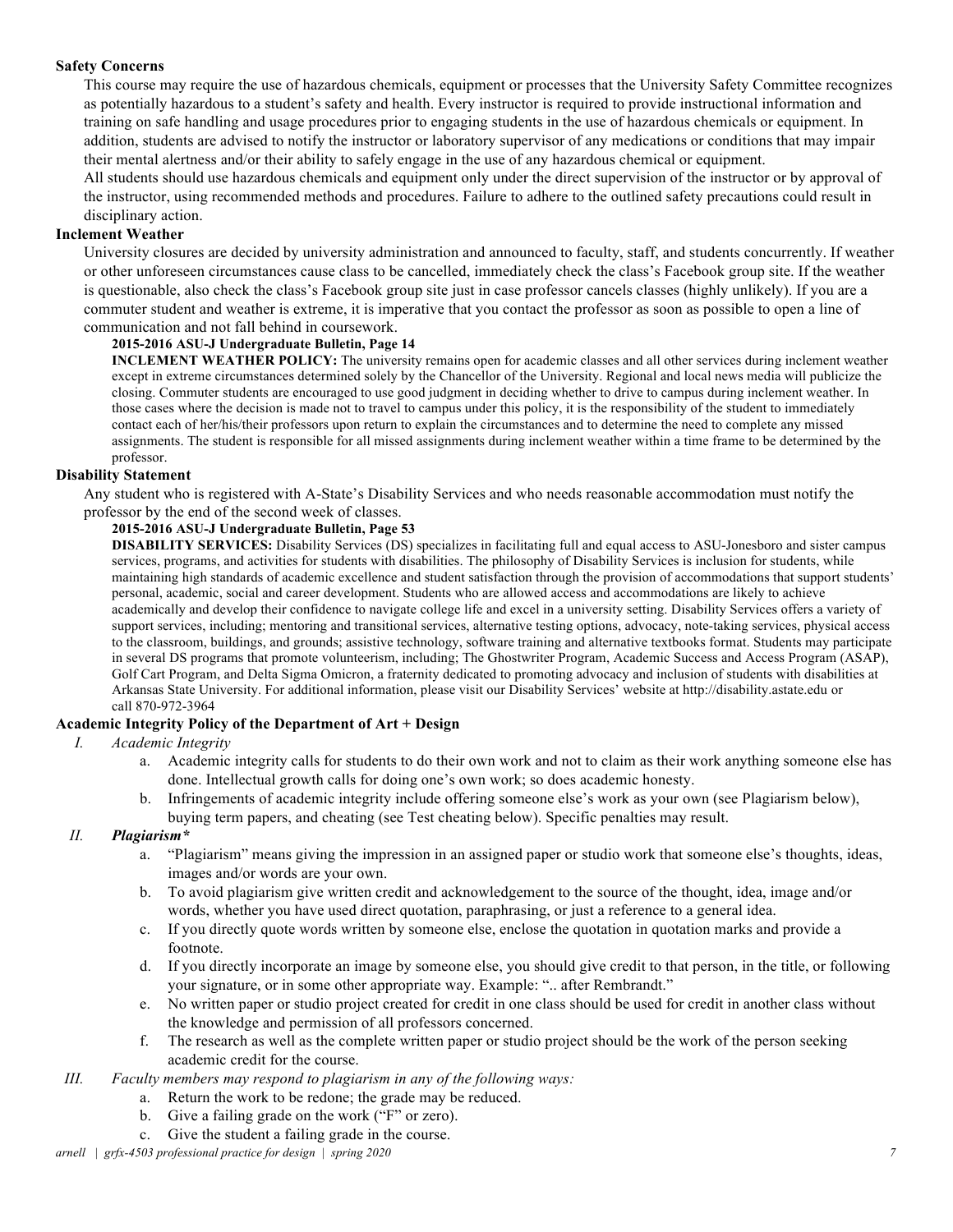**Safety Concerns**

This course may require the use of hazardous chemicals, equipment or processes that the University Safety Committee recognizes as potentially hazardous to a student's safety and health. Every instructor is required to provide instructional information and training on safe handling and usage procedures prior to engaging students in the use of hazardous chemicals or equipment. In addition, students are advised to notify the instructor or laboratory supervisor of any medications or conditions that may impair their mental alertness and/or their ability to safely engage in the use of any hazardous chemical or equipment.

All students should use hazardous chemicals and equipment only under the direct supervision of the instructor or by approval of the instructor, using recommended methods and procedures. Failure to adhere to the outlined safety precautions could result in disciplinary action.

**Inclement Weather**

University closures are decided by university administration and announced to faculty, staff, and students concurrently. If weather or other unforeseen circumstances cause class to be cancelled, immediately check the class's Facebook group site. If the weather is questionable, also check the class's Facebook group site just in case professor cancels classes (highly unlikely). If you are a commuter student and weather is extreme, it is imperative that you contact the professor as soon as possible to open a line of communication and not fall behind in coursework.

**2015-2016 ASU-J Undergraduate Bulletin, Page 14**

**INCLEMENT WEATHER POLICY:** The university remains open for academic classes and all other services during inclement weather except in extreme circumstances determined solely by the Chancellor of the University. Regional and local news media will publicize the closing. Commuter students are encouraged to use good judgment in deciding whether to drive to campus during inclement weather. In those cases where the decision is made not to travel to campus under this policy, it is the responsibility of the student to immediately contact each of her/his/their professors upon return to explain the circumstances and to determine the need to complete any missed assignments. The student is responsible for all missed assignments during inclement weather within a time frame to be determined by the professor.

**Disability Statement**

Any student who is registered with A-State's Disability Services and who needs reasonable accommodation must notify the professor by the end of the second week of classes.

**2015-2016 ASU-J Undergraduate Bulletin, Page 53**

**DISABILITY SERVICES:** Disability Services (DS) specializes in facilitating full and equal access to ASU-Jonesboro and sister campus services, programs, and activities for students with disabilities. The philosophy of Disability Services is inclusion for students, while maintaining high standards of academic excellence and student satisfaction through the provision of accommodations that support students' personal, academic, social and career development. Students who are allowed access and accommodations are likely to achieve academically and develop their confidence to navigate college life and excel in a university setting. Disability Services offers a variety of support services, including; mentoring and transitional services, alternative testing options, advocacy, note-taking services, physical access to the classroom, buildings, and grounds; assistive technology, software training and alternative textbooks format. Students may participate in several DS programs that promote volunteerism, including; The Ghostwriter Program, Academic Success and Access Program (ASAP), Golf Cart Program, and Delta Sigma Omicron, a fraternity dedicated to promoting advocacy and inclusion of students with disabilities at Arkansas State University. For additional information, please visit our Disability Services' website at http://disability.astate.edu or call 870-972-3964

**Academic Integrity Policy of the Department of Art + Design**

I. *Academic Integrity*
   a. Academic integrity calls for students to do their own work and not to claim as their work anything someone else has done. Intellectual growth calls for doing one's own work; so does academic honesty.
   b. Infringements of academic integrity include offering someone else's work as your own (see Plagiarism below), buying term papers, and cheating (see Test cheating below). Specific penalties may result.

II. ***Plagiarism\****
   a. "Plagiarism" means giving the impression in an assigned paper or studio work that someone else's thoughts, ideas, images and/or words are your own.
   b. To avoid plagiarism give written credit and acknowledgement to the source of the thought, idea, image and/or words, whether you have used direct quotation, paraphrasing, or just a reference to a general idea.
   c. If you directly quote words written by someone else, enclose the quotation in quotation marks and provide a footnote.
   d. If you directly incorporate an image by someone else, you should give credit to that person, in the title, or following your signature, or in some other appropriate way. Example: ".. after Rembrandt."
   e. No written paper or studio project created for credit in one class should be used for credit in another class without the knowledge and permission of all professors concerned.
   f. The research as well as the complete written paper or studio project should be the work of the person seeking academic credit for the course.

III. *Faculty members may respond to plagiarism in any of the following ways:*
   a. Return the work to be redone; the grade may be reduced.
   b. Give a failing grade on the work ("F" or zero).
   c. Give the student a failing grade in the course.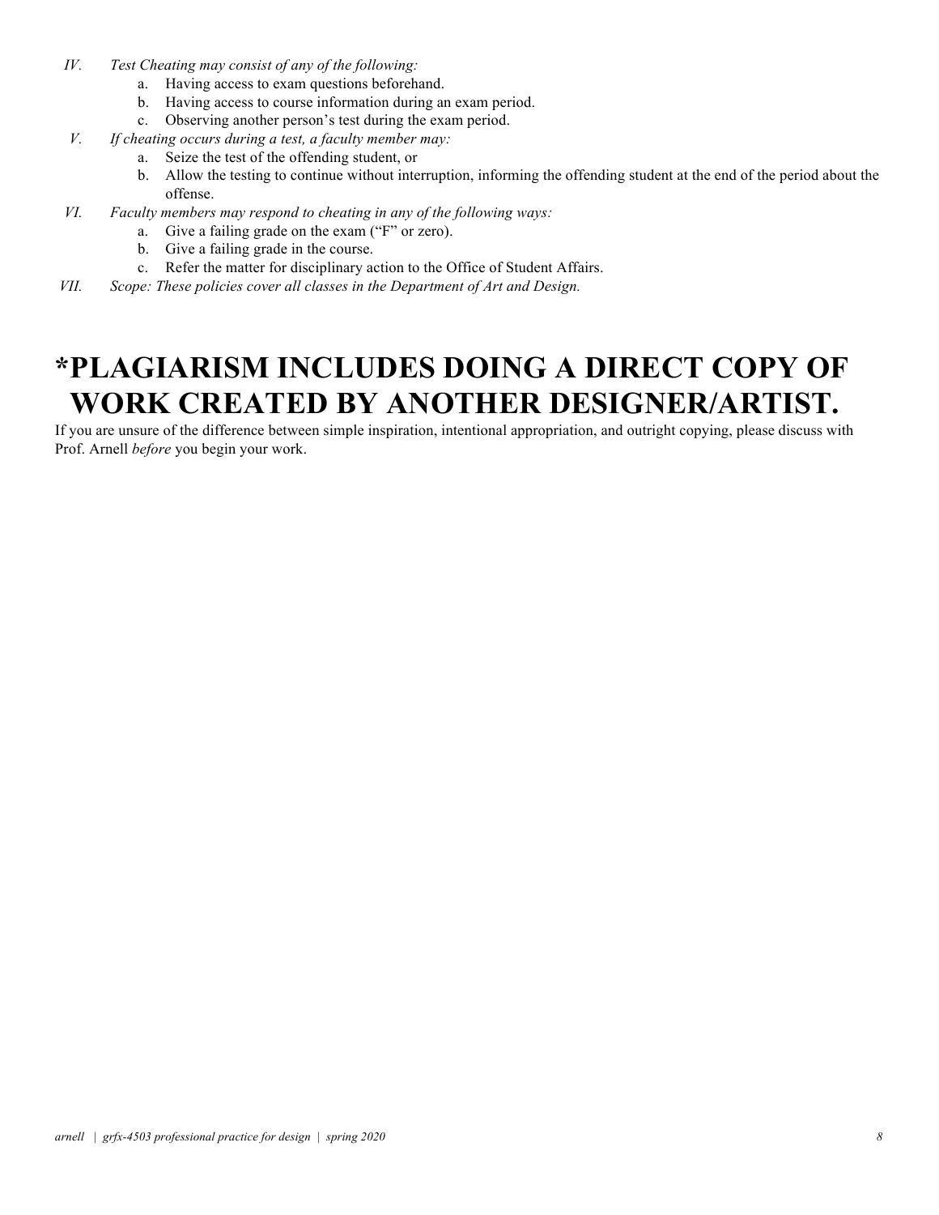IV. *Test Cheating may consist of any of the following:*
   a. Having access to exam questions beforehand.
   b. Having access to course information during an exam period.
   c. Observing another person's test during the exam period.

V. *If cheating occurs during a test, a faculty member may:*
   a. Seize the test of the offending student, or
   b. Allow the testing to continue without interruption, informing the offending student at the end of the period about the offense.

VI. *Faculty members may respond to cheating in any of the following ways:*
   a. Give a failing grade on the exam ("F" or zero).
   b. Give a failing grade in the course.
   c. Refer the matter for disciplinary action to the Office of Student Affairs.

VII. *Scope: These policies cover all classes in the Department of Art and Design.*

# *PLAGIARISM INCLUDES DOING A DIRECT COPY OF WORK CREATED BY ANOTHER DESIGNER/ARTIST.

If you are unsure of the difference between simple inspiration, intentional appropriation, and outright copying, please discuss with Prof. Arnell *before* you begin your work.